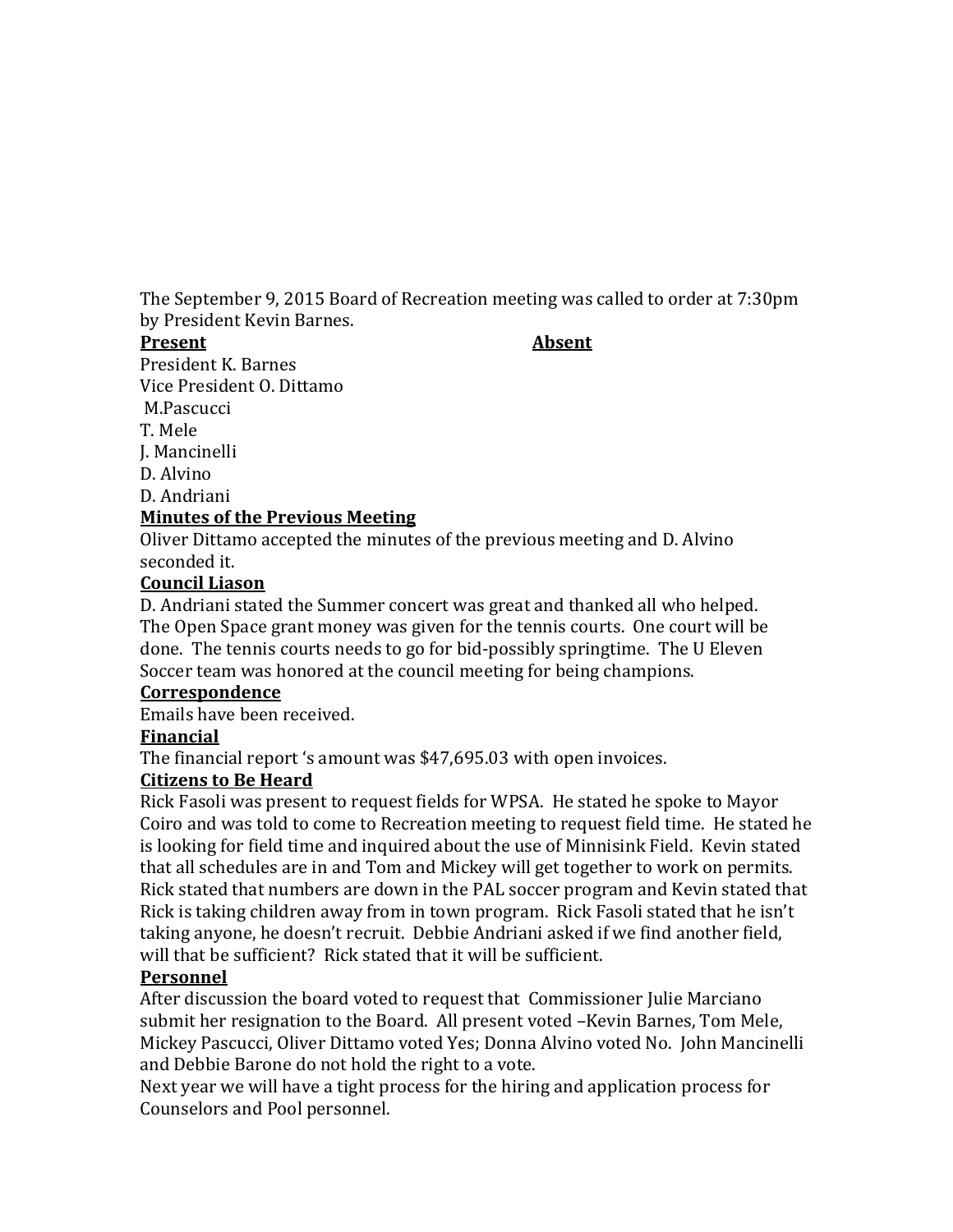The September 9, 2015 Board of Recreation meeting was called to order at 7:30pm by President Kevin Barnes.

| **Present** | **Absent** |
|---|---|
| President K. Barnes | |
| Vice President O. Dittamo | |
| M.Pascucci | |
| T. Mele | |
| J. Mancinelli | |
| D. Alvino | |
| D. Andriani | |

**Minutes of the Previous Meeting**

Oliver Dittamo accepted the minutes of the previous meeting and D. Alvino seconded it.

**Council Liason**

D. Andriani stated the Summer concert was great and thanked all who helped. The Open Space grant money was given for the tennis courts. One court will be done. The tennis courts needs to go for bid-possibly springtime. The U Eleven Soccer team was honored at the council meeting for being champions.

**Correspondence**

Emails have been received.

**Financial**

The financial report 's amount was $47,695.03 with open invoices.

**Citizens to Be Heard**

Rick Fasoli was present to request fields for WPSA. He stated he spoke to Mayor Coiro and was told to come to Recreation meeting to request field time. He stated he is looking for field time and inquired about the use of Minnisink Field. Kevin stated that all schedules are in and Tom and Mickey will get together to work on permits. Rick stated that numbers are down in the PAL soccer program and Kevin stated that Rick is taking children away from in town program. Rick Fasoli stated that he isn't taking anyone, he doesn't recruit. Debbie Andriani asked if we find another field, will that be sufficient? Rick stated that it will be sufficient.

**Personnel**

After discussion the board voted to request that Commissioner Julie Marciano submit her resignation to the Board. All present voted –Kevin Barnes, Tom Mele, Mickey Pascucci, Oliver Dittamo voted Yes; Donna Alvino voted No. John Mancinelli and Debbie Barone do not hold the right to a vote.

Next year we will have a tight process for the hiring and application process for Counselors and Pool personnel.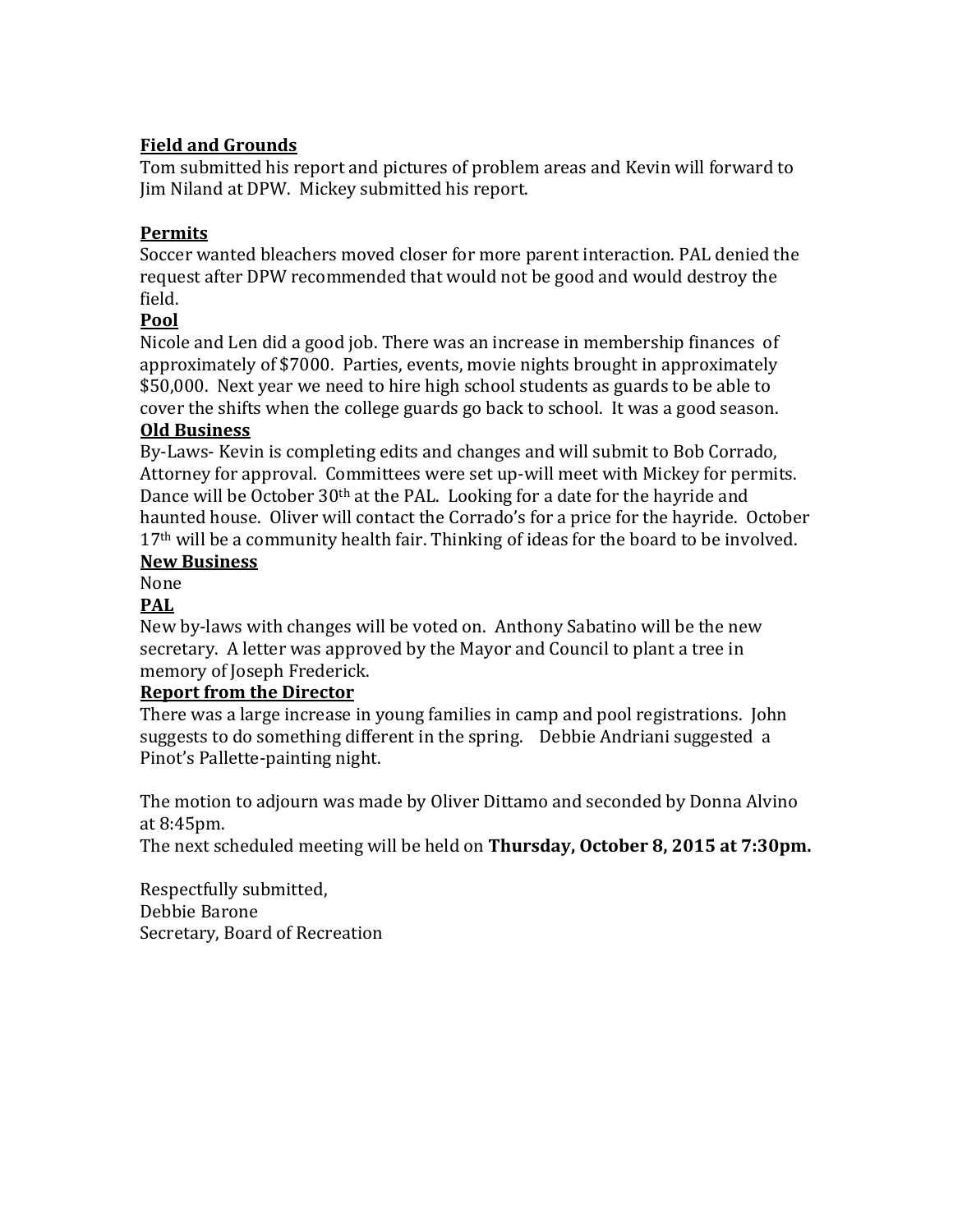**Field and Grounds**

Tom submitted his report and pictures of problem areas and Kevin will forward to Jim Niland at DPW. Mickey submitted his report.

**Permits**

Soccer wanted bleachers moved closer for more parent interaction. PAL denied the request after DPW recommended that would not be good and would destroy the field.

**Pool**

Nicole and Len did a good job. There was an increase in membership finances of approximately of $7000. Parties, events, movie nights brought in approximately $50,000. Next year we need to hire high school students as guards to be able to cover the shifts when the college guards go back to school. It was a good season.

**Old Business**

By-Laws- Kevin is completing edits and changes and will submit to Bob Corrado, Attorney for approval. Committees were set up-will meet with Mickey for permits. Dance will be October 30th at the PAL. Looking for a date for the hayride and haunted house. Oliver will contact the Corrado's for a price for the hayride. October 17th will be a community health fair. Thinking of ideas for the board to be involved.

**New Business**

None

**PAL**

New by-laws with changes will be voted on. Anthony Sabatino will be the new secretary. A letter was approved by the Mayor and Council to plant a tree in memory of Joseph Frederick.

**Report from the Director**

There was a large increase in young families in camp and pool registrations. John suggests to do something different in the spring. Debbie Andriani suggested a Pinot's Pallette-painting night.

The motion to adjourn was made by Oliver Dittamo and seconded by Donna Alvino at 8:45pm.

The next scheduled meeting will be held on **Thursday, October 8, 2015 at 7:30pm.**

Respectfully submitted,
Debbie Barone
Secretary, Board of Recreation